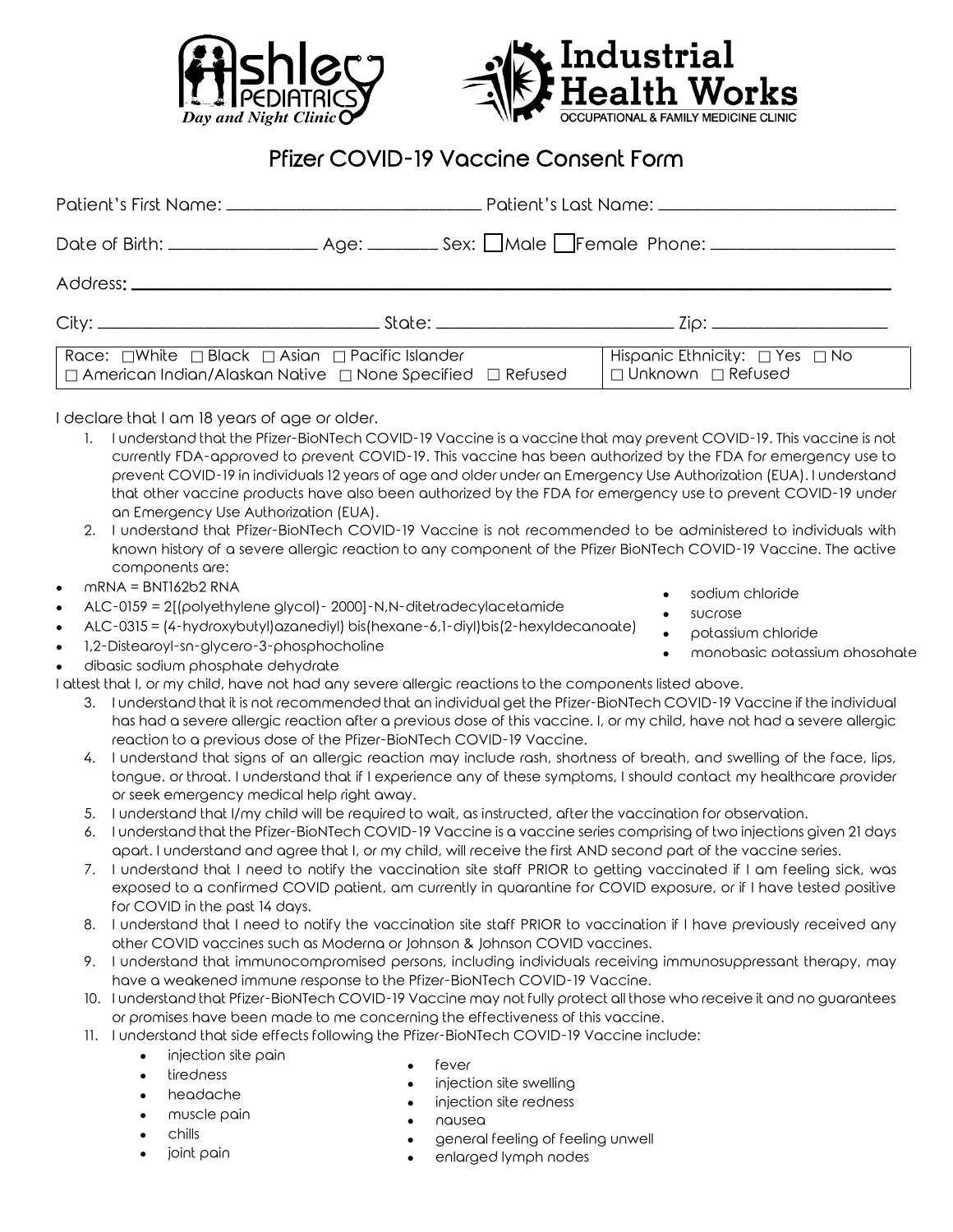# Pfizer COVID-19 Vaccine Consent Form

Patient's First Name: ______________________________ Patient's Last Name: ______________________________

Date of Birth: ________________ Age: ________ Sex: ☐Male ☐Female Phone: ____________________

Address: ________________________________________________________________________________

City: ______________________________ State: ___________________________ Zip: ____________________

| Race: ☐White ☐ Black ☐ Asian ☐ Pacific Islander ☐ American Indian/Alaskan Native ☐ None Specified ☐ Refused | Hispanic Ethnicity: ☐ Yes ☐ No ☐ Unknown ☐ Refused |
|---|---|

I declare that I am 18 years of age or older.

1. I understand that the Pfizer-BioNTech COVID-19 Vaccine is a vaccine that may prevent COVID-19. This vaccine is not currently FDA-approved to prevent COVID-19. This vaccine has been authorized by the FDA for emergency use to prevent COVID-19 in individuals 12 years of age and older under an Emergency Use Authorization (EUA). I understand that other vaccine products have also been authorized by the FDA for emergency use to prevent COVID-19 under an Emergency Use Authorization (EUA).
2. I understand that Pfizer-BioNTech COVID-19 Vaccine is not recommended to be administered to individuals with known history of a severe allergic reaction to any component of the Pfizer BioNTech COVID-19 Vaccine. The active components are:

- mRNA = BNT162b2 RNA
- ALC-0159 = 2[(polyethylene glycol)- 2000]-N,N-ditetradecylacetamide
- ALC-0315 = (4-hydroxybutyl)azanediyl) bis(hexane-6,1-diyl)bis(2-hexyldecanoate)
- 1,2-Distearoyl-sn-glycero-3-phosphocholine
- dibasic sodium phosphate dehydrate
- sodium chloride
- sucrose
- potassium chloride
- monobasic potassium phosphate

I attest that I, or my child, have not had any severe allergic reactions to the components listed above.

3. I understand that it is not recommended that an individual get the Pfizer-BioNTech COVID-19 Vaccine if the individual has had a severe allergic reaction after a previous dose of this vaccine. I, or my child, have not had a severe allergic reaction to a previous dose of the Pfizer-BioNTech COVID-19 Vaccine.
4. I understand that signs of an allergic reaction may include rash, shortness of breath, and swelling of the face, lips, tongue. or throat. I understand that if I experience any of these symptoms, I should contact my healthcare provider or seek emergency medical help right away.
5. I understand that I/my child will be required to wait, as instructed, after the vaccination for observation.
6. I understand that the Pfizer-BioNTech COVID-19 Vaccine is a vaccine series comprising of two injections given 21 days apart. I understand and agree that I, or my child, will receive the first AND second part of the vaccine series.
7. I understand that I need to notify the vaccination site staff PRIOR to getting vaccinated if I am feeling sick, was exposed to a confirmed COVID patient, am currently in quarantine for COVID exposure, or if I have tested positive for COVID in the past 14 days.
8. I understand that I need to notify the vaccination site staff PRIOR to vaccination if I have previously received any other COVID vaccines such as Moderna or Johnson & Johnson COVID vaccines.
9. I understand that immunocompromised persons, including individuals receiving immunosuppressant therapy, may have a weakened immune response to the Pfizer-BioNTech COVID-19 Vaccine.
10. I understand that Pfizer-BioNTech COVID-19 Vaccine may not fully protect all those who receive it and no guarantees or promises have been made to me concerning the effectiveness of this vaccine.
11. I understand that side effects following the Pfizer-BioNTech COVID-19 Vaccine include:
    - injection site pain
    - tiredness
    - headache
    - muscle pain
    - chills
    - joint pain
    - fever
    - injection site swelling
    - injection site redness
    - nausea
    - general feeling of feeling unwell
    - enlarged lymph nodes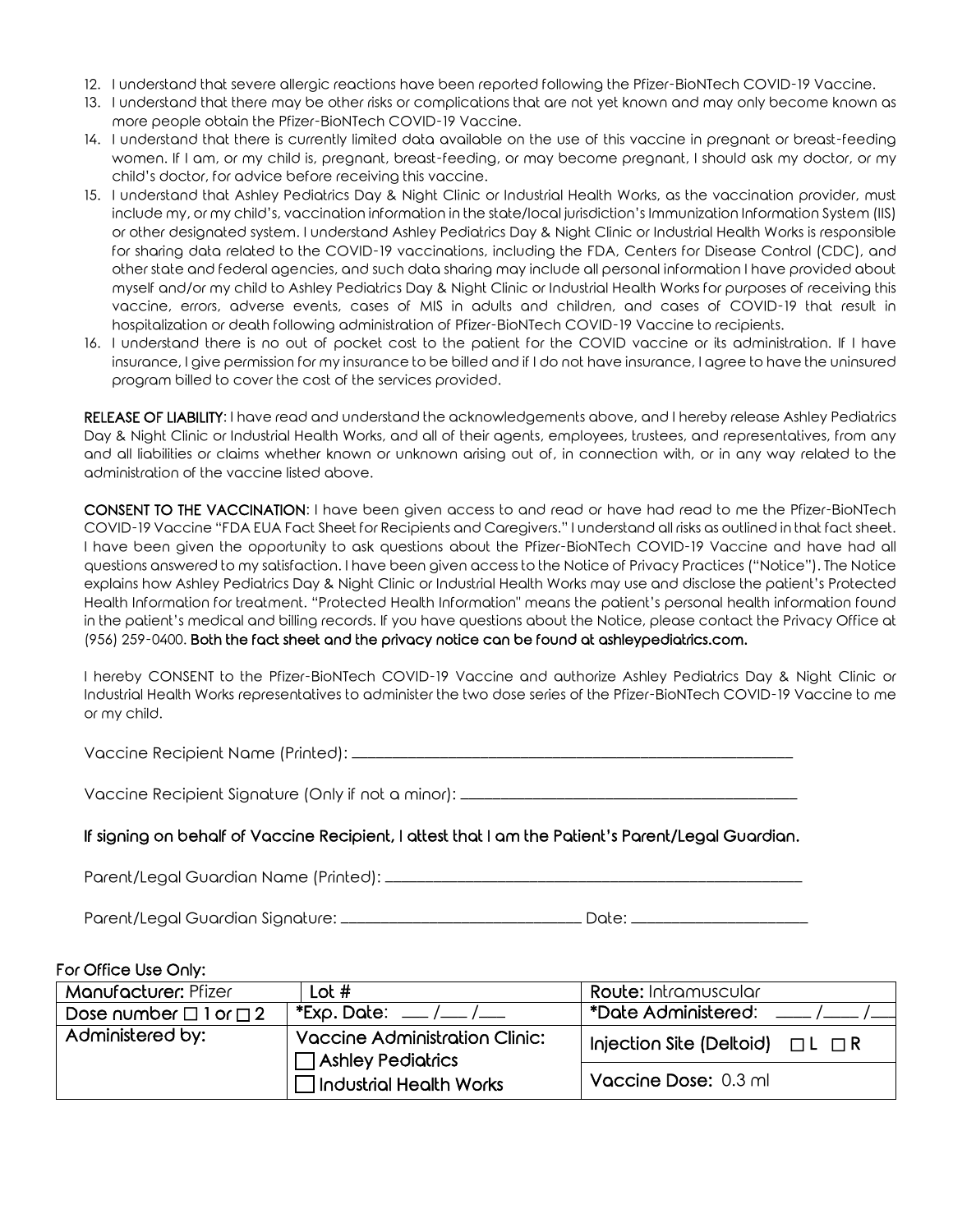12. I understand that severe allergic reactions have been reported following the Pfizer-BioNTech COVID-19 Vaccine.
13. I understand that there may be other risks or complications that are not yet known and may only become known as more people obtain the Pfizer-BioNTech COVID-19 Vaccine.
14. I understand that there is currently limited data available on the use of this vaccine in pregnant or breast-feeding women. If I am, or my child is, pregnant, breast-feeding, or may become pregnant, I should ask my doctor, or my child's doctor, for advice before receiving this vaccine.
15. I understand that Ashley Pediatrics Day & Night Clinic or Industrial Health Works, as the vaccination provider, must include my, or my child's, vaccination information in the state/local jurisdiction's Immunization Information System (IIS) or other designated system. I understand Ashley Pediatrics Day & Night Clinic or Industrial Health Works is responsible for sharing data related to the COVID-19 vaccinations, including the FDA, Centers for Disease Control (CDC), and other state and federal agencies, and such data sharing may include all personal information I have provided about myself and/or my child to Ashley Pediatrics Day & Night Clinic or Industrial Health Works for purposes of receiving this vaccine, errors, adverse events, cases of MIS in adults and children, and cases of COVID-19 that result in hospitalization or death following administration of Pfizer-BioNTech COVID-19 Vaccine to recipients.
16. I understand there is no out of pocket cost to the patient for the COVID vaccine or its administration. If I have insurance, I give permission for my insurance to be billed and if I do not have insurance, I agree to have the uninsured program billed to cover the cost of the services provided.

**RELEASE OF LIABILITY**: I have read and understand the acknowledgements above, and I hereby release Ashley Pediatrics Day & Night Clinic or Industrial Health Works, and all of their agents, employees, trustees, and representatives, from any and all liabilities or claims whether known or unknown arising out of, in connection with, or in any way related to the administration of the vaccine listed above.

**CONSENT TO THE VACCINATION**: I have been given access to and read or have had read to me the Pfizer-BioNTech COVID-19 Vaccine "FDA EUA Fact Sheet for Recipients and Caregivers." I understand all risks as outlined in that fact sheet. I have been given the opportunity to ask questions about the Pfizer-BioNTech COVID-19 Vaccine and have had all questions answered to my satisfaction. I have been given access to the Notice of Privacy Practices ("Notice"). The Notice explains how Ashley Pediatrics Day & Night Clinic or Industrial Health Works may use and disclose the patient's Protected Health Information for treatment. "Protected Health Information" means the patient's personal health information found in the patient's medical and billing records. If you have questions about the Notice, please contact the Privacy Office at (956) 259-0400. **Both the fact sheet and the privacy notice can be found at ashleypediatrics.com.**

I hereby CONSENT to the Pfizer-BioNTech COVID-19 Vaccine and authorize Ashley Pediatrics Day & Night Clinic or Industrial Health Works representatives to administer the two dose series of the Pfizer-BioNTech COVID-19 Vaccine to me or my child.

Vaccine Recipient Name (Printed): ______________________________

Vaccine Recipient Signature (Only if not a minor): ______________________________

**If signing on behalf of Vaccine Recipient, I attest that I am the Patient's Parent/Legal Guardian.**

Parent/Legal Guardian Name (Printed): ______________________________

Parent/Legal Guardian Signature: ______________________________ Date: ______________

**For Office Use Only:**

| **Manufacturer:** Pfizer | **Lot #** | **Route:** Intramuscular |
|---|---|---|
| **Dose number** ☐ 1 or ☐ 2 | **\*Exp. Date:** ___ /___ /___ | **\*Date Administered:** ___ /___ /___ |
| **Administered by:** | **Vaccine Administration Clinic:** ☐ Ashley Pediatrics ☐ Industrial Health Works | **Injection Site (Deltoid)** ☐ L ☐ R |
| | | **Vaccine Dose:** 0.3 ml |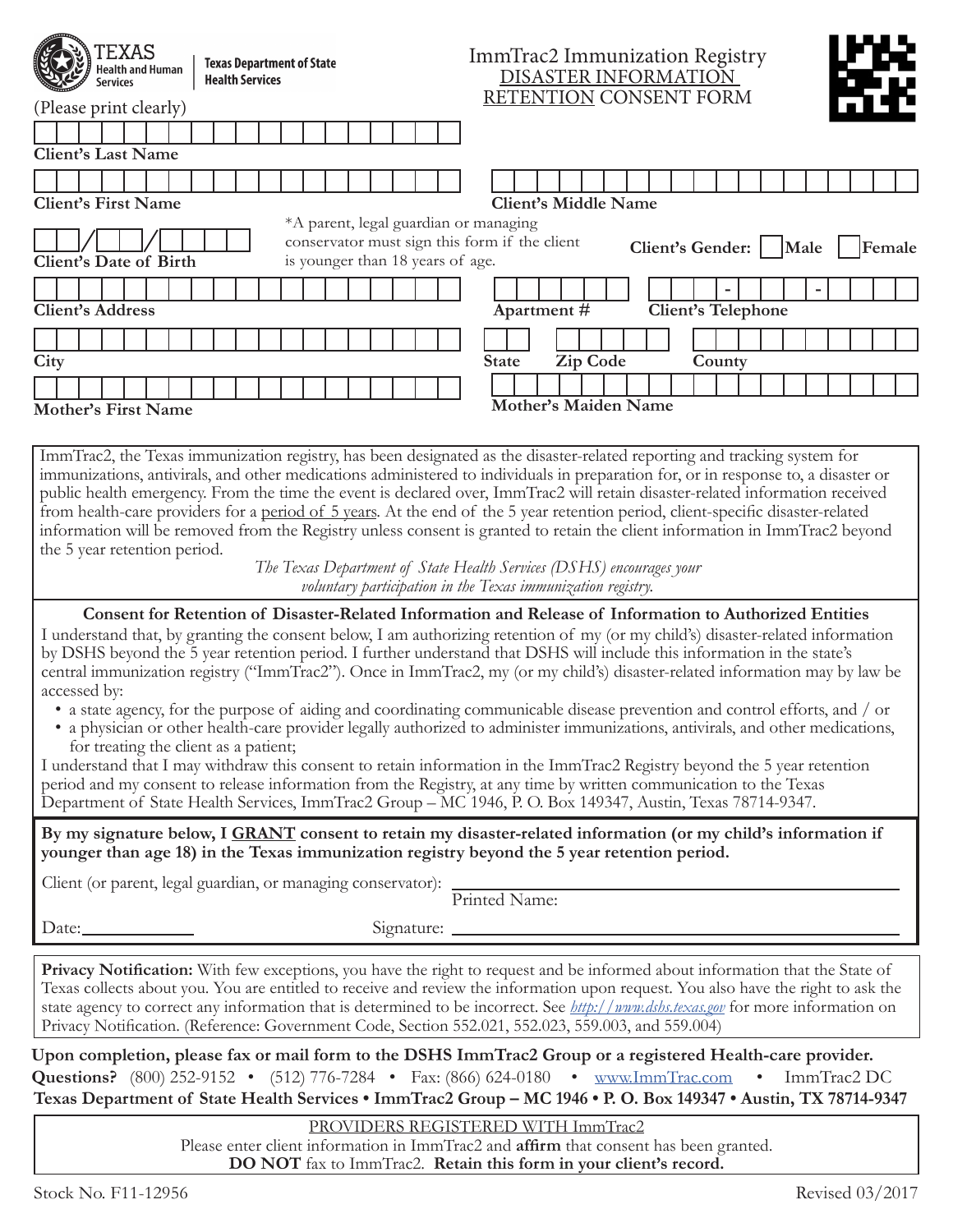Texas Health and Human Services | Texas Department of State Health Services

# ImmTrac2 Immunization Registry DISASTER INFORMATION RETENTION CONSENT FORM

(Please print clearly)

Client's Last Name

Client's First Name

Client's Middle Name

Client's Date of Birth ___/___/______

*A parent, legal guardian or managing conservator must sign this form if the client is younger than 18 years of age.

Client's Gender: ☐ Male ☐ Female

Client's Address

Apartment #

Client's Telephone ___-___-____

City

State

Zip Code

County

Mother's First Name

Mother's Maiden Name

ImmTrac2, the Texas immunization registry, has been designated as the disaster-related reporting and tracking system for immunizations, antivirals, and other medications administered to individuals in preparation for, or in response to, a disaster or public health emergency. From the time the event is declared over, ImmTrac2 will retain disaster-related information received from health-care providers for a period of 5 years. At the end of the 5 year retention period, client-specific disaster-related information will be removed from the Registry unless consent is granted to retain the client information in ImmTrac2 beyond the 5 year retention period.

*The Texas Department of State Health Services (DSHS) encourages your voluntary participation in the Texas immunization registry.*

**Consent for Retention of Disaster-Related Information and Release of Information to Authorized Entities**

I understand that, by granting the consent below, I am authorizing retention of my (or my child's) disaster-related information by DSHS beyond the 5 year retention period. I further understand that DSHS will include this information in the state's central immunization registry ("ImmTrac2"). Once in ImmTrac2, my (or my child's) disaster-related information may by law be accessed by:

- a state agency, for the purpose of aiding and coordinating communicable disease prevention and control efforts, and / or
- a physician or other health-care provider legally authorized to administer immunizations, antivirals, and other medications, for treating the client as a patient;

I understand that I may withdraw this consent to retain information in the ImmTrac2 Registry beyond the 5 year retention period and my consent to release information from the Registry, at any time by written communication to the Texas Department of State Health Services, ImmTrac2 Group – MC 1946, P. O. Box 149347, Austin, Texas 78714-9347.

**By my signature below, I GRANT consent to retain my disaster-related information (or my child's information if younger than age 18) in the Texas immunization registry beyond the 5 year retention period.**

Client (or parent, legal guardian, or managing conservator): ______________________________
Printed Name:

Date: ____________ Signature: ______________________________

**Privacy Notification:** With few exceptions, you have the right to request and be informed about information that the State of Texas collects about you. You are entitled to receive and review the information upon request. You also have the right to ask the state agency to correct any information that is determined to be incorrect. See *http://www.dshs.texas.gov* for more information on Privacy Notification. (Reference: Government Code, Section 552.021, 552.023, 559.003, and 559.004)

**Upon completion, please fax or mail form to the DSHS ImmTrac2 Group or a registered Health-care provider.**

**Questions?** (800) 252-9152 • (512) 776-7284 • Fax: (866) 624-0180 • www.ImmTrac.com • ImmTrac2 DC

**Texas Department of State Health Services • ImmTrac2 Group – MC 1946 • P. O. Box 149347 • Austin, TX 78714-9347**

PROVIDERS REGISTERED WITH ImmTrac2

Please enter client information in ImmTrac2 and **affirm** that consent has been granted.

**DO NOT** fax to ImmTrac2. **Retain this form in your client's record.**

Stock No. F11-12956 Revised 03/2017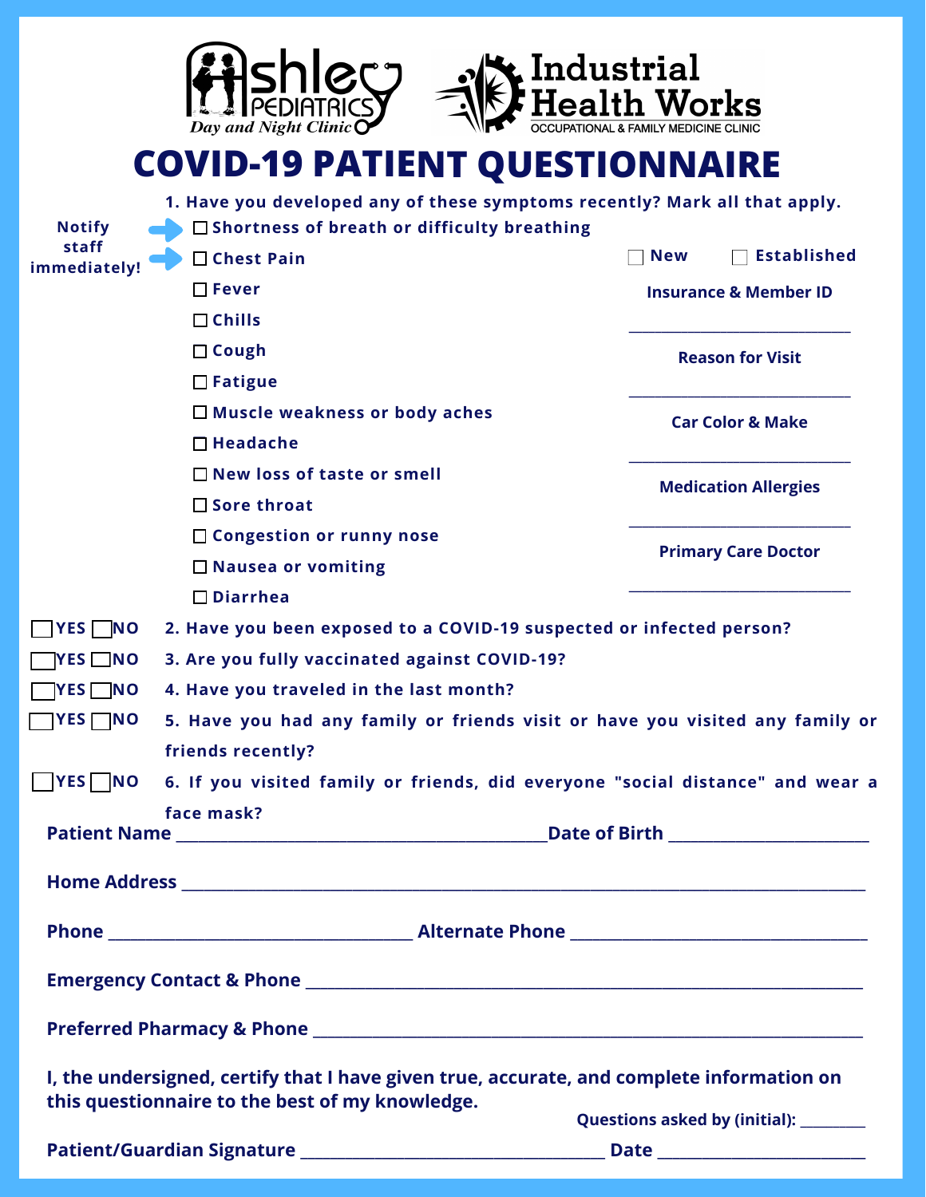Ashley PEDIATRICS Day and Night Clinic

Industrial Health Works OCCUPATIONAL & FAMILY MEDICINE CLINIC

# COVID-19 PATIENT QUESTIONNAIRE

**1. Have you developed any of these symptoms recently? Mark all that apply.**

**Notify staff immediately!**

- ☐ Shortness of breath or difficulty breathing
- ☐ Chest Pain
- ☐ Fever
- ☐ Chills
- ☐ Cough
- ☐ Fatigue
- ☐ Muscle weakness or body aches
- ☐ Headache
- ☐ New loss of taste or smell
- ☐ Sore throat
- ☐ Congestion or runny nose
- ☐ Nausea or vomiting
- ☐ Diarrhea

☐ New ☐ Established

**Insurance & Member ID** ____________________

**Reason for Visit** ____________________

**Car Color & Make** ____________________

**Medication Allergies** ____________________

**Primary Care Doctor** ____________________

☐YES ☐NO **2. Have you been exposed to a COVID-19 suspected or infected person?**

☐YES ☐NO **3. Are you fully vaccinated against COVID-19?**

☐YES ☐NO **4. Have you traveled in the last month?**

☐YES ☐NO **5. Have you had any family or friends visit or have you visited any family or friends recently?**

☐YES ☐NO **6. If you visited family or friends, did everyone "social distance" and wear a face mask?**

**Patient Name** ________________________________ **Date of Birth** ____________________

**Home Address** ________________________________________________________________

**Phone** ____________________________ **Alternate Phone** ____________________________

**Emergency Contact & Phone** ____________________________________________________

**Preferred Pharmacy & Phone** ___________________________________________________

**I, the undersigned, certify that I have given true, accurate, and complete information on this questionnaire to the best of my knowledge.**

**Questions asked by (initial):** ________

**Patient/Guardian Signature** ____________________________ **Date** ____________________